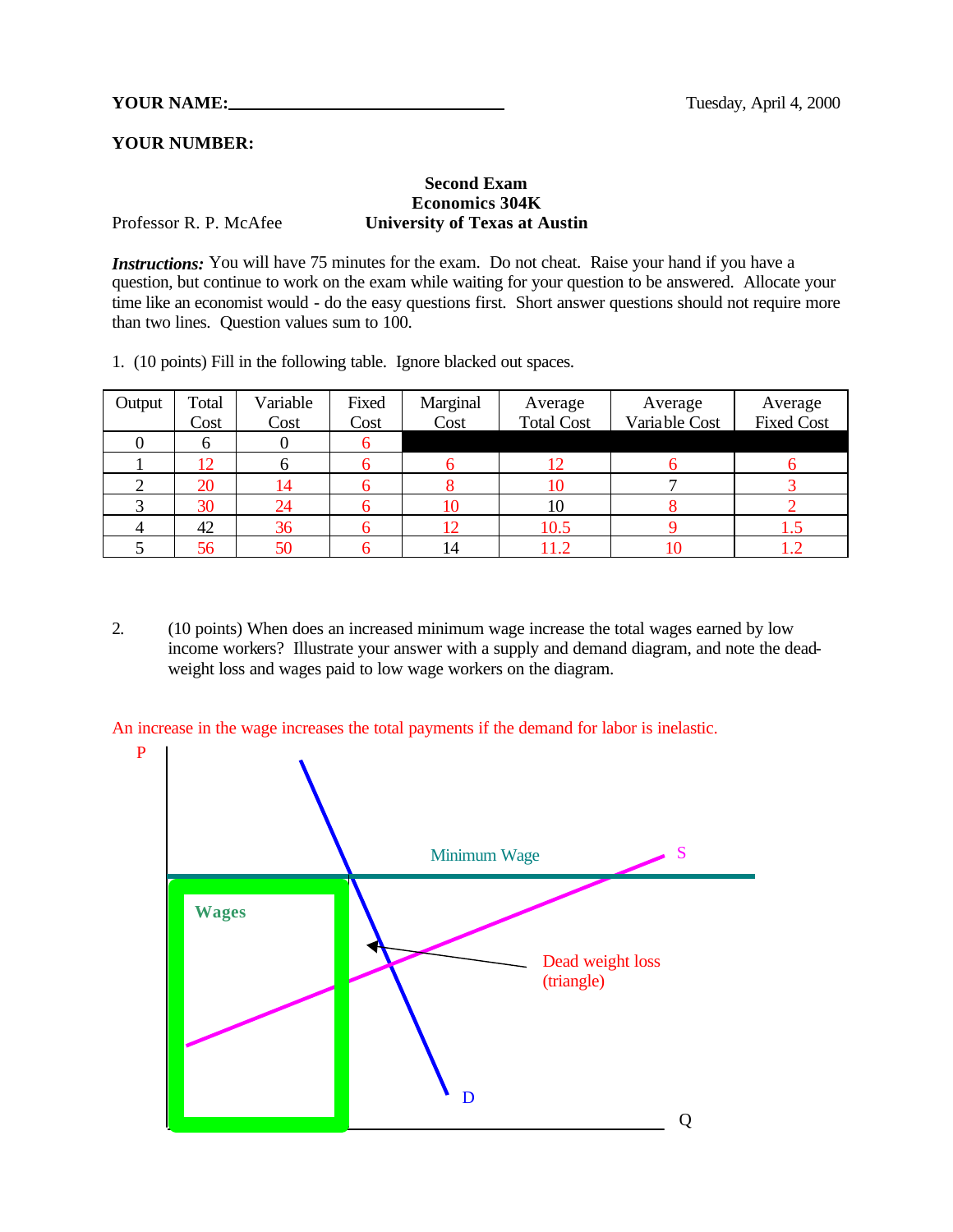**YOUR NAME:**_______________________________ Tuesday, April 4, 2000

**YOUR NUMBER:**

**Second Exam**
**Economics 304K**
**University of Texas at Austin**

Professor R. P. McAfee

***Instructions:*** You will have 75 minutes for the exam. Do not cheat. Raise your hand if you have a question, but continue to work on the exam while waiting for your question to be answered. Allocate your time like an economist would - do the easy questions first. Short answer questions should not require more than two lines. Question values sum to 100.

1. (10 points) Fill in the following table. Ignore blacked out spaces.

| Output | Total Cost | Variable Cost | Fixed Cost | Marginal Cost | Average Total Cost | Average Variable Cost | Average Fixed Cost |
|---|---|---|---|---|---|---|---|
| 0 | 6 | 0 | 6 | | | | |
| 1 | 12 | 6 | 6 | 6 | 12 | 6 | 6 |
| 2 | 20 | 14 | 6 | 8 | 10 | 7 | 3 |
| 3 | 30 | 24 | 6 | 10 | 10 | 8 | 2 |
| 4 | 42 | 36 | 6 | 12 | 10.5 | 9 | 1.5 |
| 5 | 56 | 50 | 6 | 14 | 11.2 | 10 | 1.2 |

2. (10 points) When does an increased minimum wage increase the total wages earned by low income workers? Illustrate your answer with a supply and demand diagram, and note the dead-weight loss and wages paid to low wage workers on the diagram.

An increase in the wage increases the total payments if the demand for labor is inelastic.

P

Minimum Wage

S

Wages

Dead weight loss (triangle)

D

Q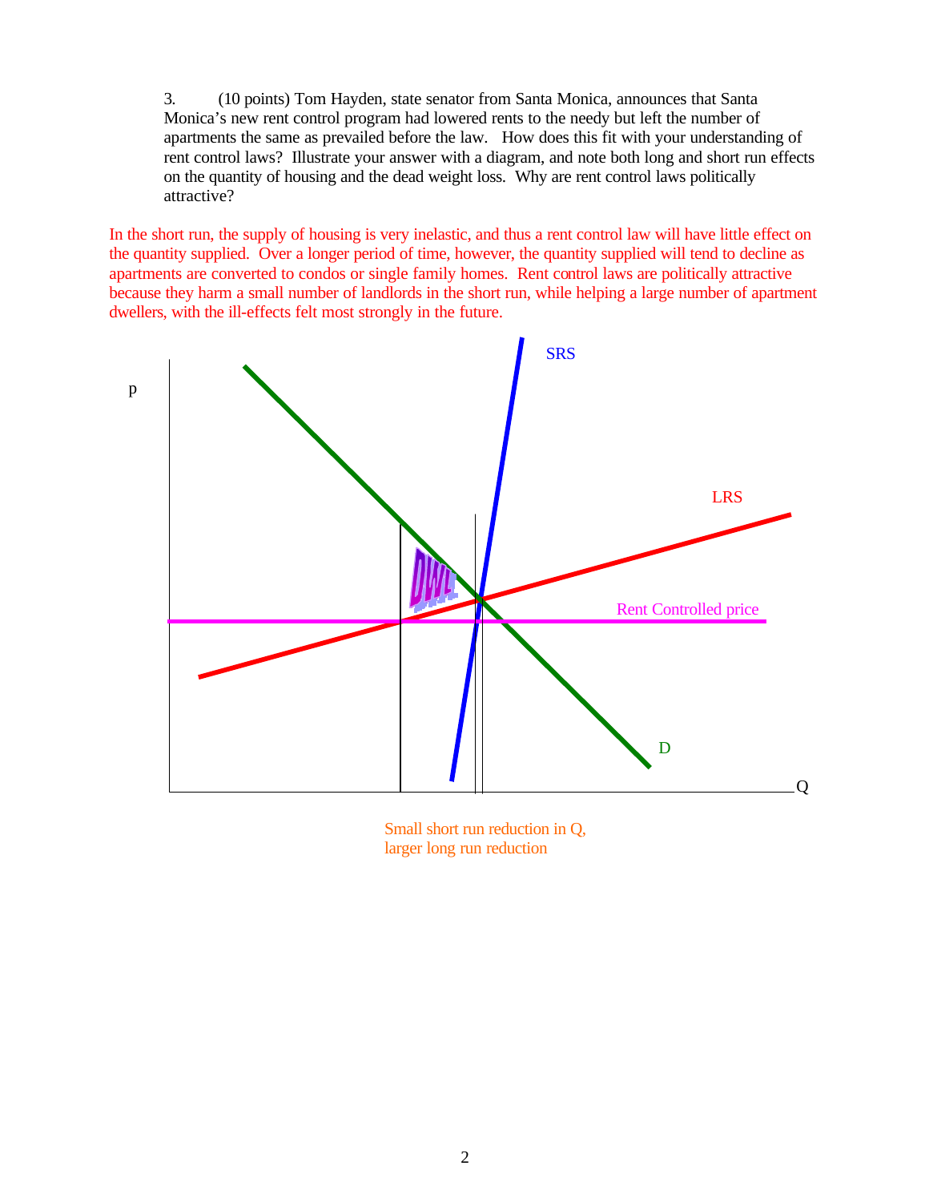3. (10 points) Tom Hayden, state senator from Santa Monica, announces that Santa Monica's new rent control program had lowered rents to the needy but left the number of apartments the same as prevailed before the law. How does this fit with your understanding of rent control laws? Illustrate your answer with a diagram, and note both long and short run effects on the quantity of housing and the dead weight loss. Why are rent control laws politically attractive?

In the short run, the supply of housing is very inelastic, and thus a rent control law will have little effect on the quantity supplied. Over a longer period of time, however, the quantity supplied will tend to decline as apartments are converted to condos or single family homes. Rent control laws are politically attractive because they harm a small number of landlords in the short run, while helping a large number of apartment dwellers, with the ill-effects felt most strongly in the future.

p

SRS

LRS

DWL

Rent Controlled price

D

Q

Small short run reduction in Q, larger long run reduction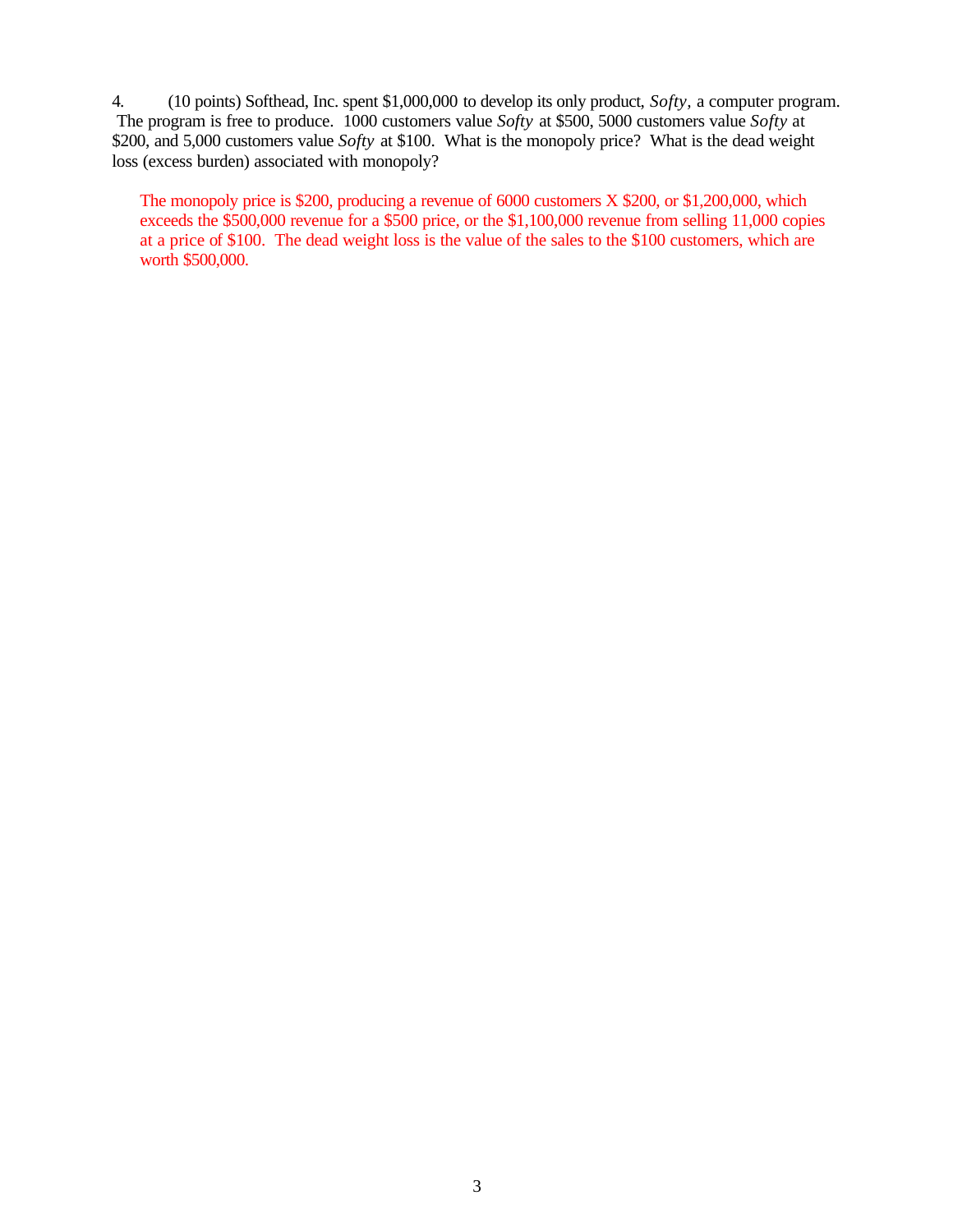4. (10 points) Softhead, Inc. spent $1,000,000 to develop its only product, *Softy*, a computer program. The program is free to produce. 1000 customers value *Softy* at $500, 5000 customers value *Softy* at $200, and 5,000 customers value *Softy* at $100. What is the monopoly price? What is the dead weight loss (excess burden) associated with monopoly?

The monopoly price is $200, producing a revenue of 6000 customers X $200, or $1,200,000, which exceeds the $500,000 revenue for a $500 price, or the $1,100,000 revenue from selling 11,000 copies at a price of $100. The dead weight loss is the value of the sales to the $100 customers, which are worth $500,000.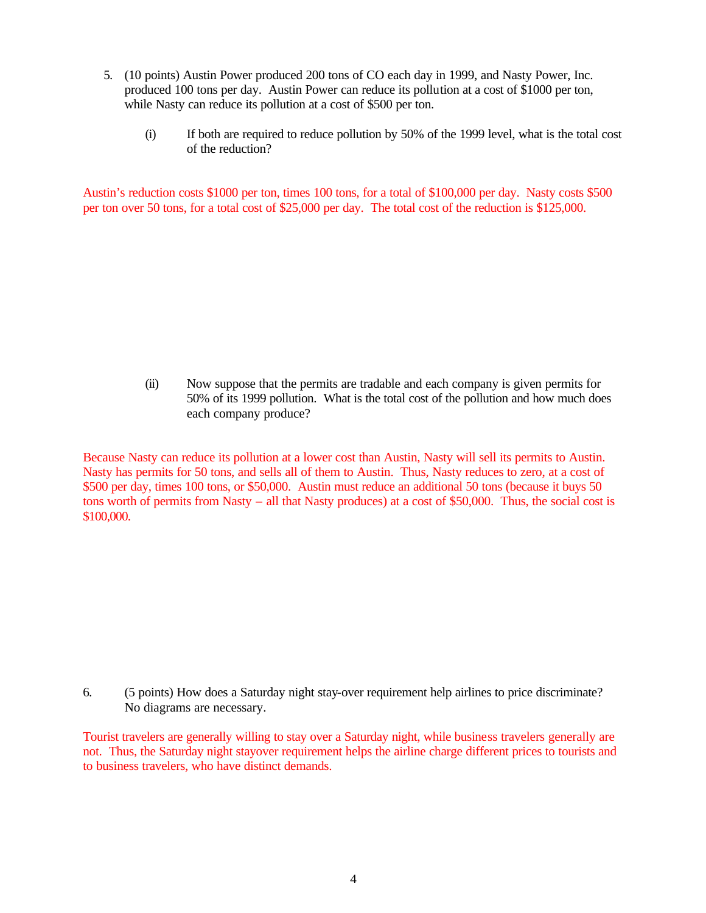5. (10 points) Austin Power produced 200 tons of CO each day in 1999, and Nasty Power, Inc. produced 100 tons per day. Austin Power can reduce its pollution at a cost of $1000 per ton, while Nasty can reduce its pollution at a cost of $500 per ton.

   (i) If both are required to reduce pollution by 50% of the 1999 level, what is the total cost of the reduction?

Austin's reduction costs $1000 per ton, times 100 tons, for a total of $100,000 per day. Nasty costs $500 per ton over 50 tons, for a total cost of $25,000 per day. The total cost of the reduction is $125,000.

   (ii) Now suppose that the permits are tradable and each company is given permits for 50% of its 1999 pollution. What is the total cost of the pollution and how much does each company produce?

Because Nasty can reduce its pollution at a lower cost than Austin, Nasty will sell its permits to Austin. Nasty has permits for 50 tons, and sells all of them to Austin. Thus, Nasty reduces to zero, at a cost of $500 per day, times 100 tons, or $50,000. Austin must reduce an additional 50 tons (because it buys 50 tons worth of permits from Nasty – all that Nasty produces) at a cost of $50,000. Thus, the social cost is $100,000.

6. (5 points) How does a Saturday night stay-over requirement help airlines to price discriminate? No diagrams are necessary.

Tourist travelers are generally willing to stay over a Saturday night, while business travelers generally are not. Thus, the Saturday night stayover requirement helps the airline charge different prices to tourists and to business travelers, who have distinct demands.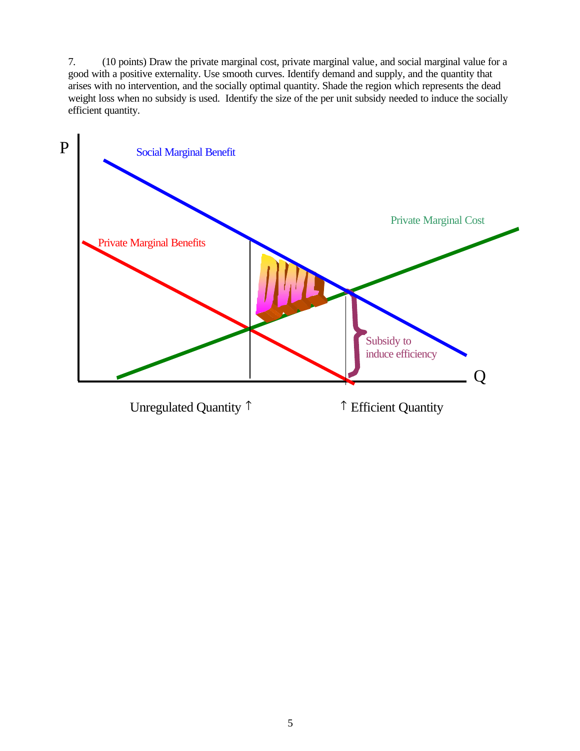7. (10 points) Draw the private marginal cost, private marginal value, and social marginal value for a good with a positive externality. Use smooth curves. Identify demand and supply, and the quantity that arises with no intervention, and the socially optimal quantity. Shade the region which represents the dead weight loss when no subsidy is used. Identify the size of the per unit subsidy needed to induce the socially efficient quantity.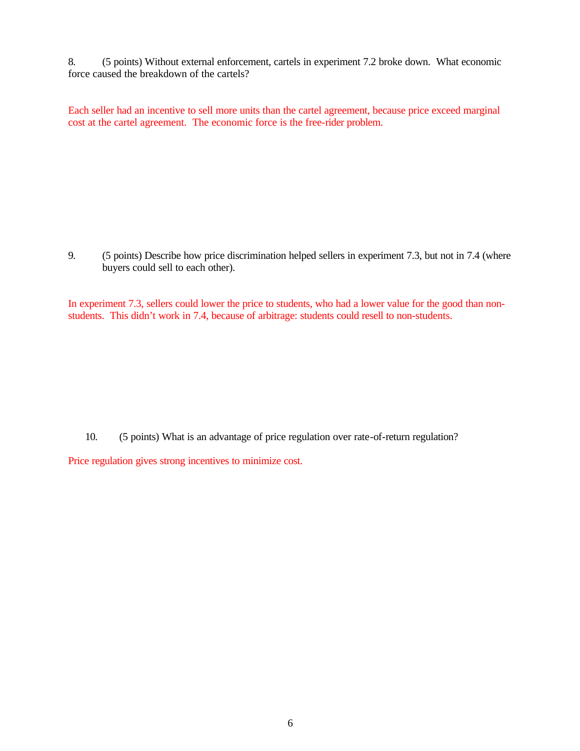8. (5 points) Without external enforcement, cartels in experiment 7.2 broke down. What economic force caused the breakdown of the cartels?

Each seller had an incentive to sell more units than the cartel agreement, because price exceed marginal cost at the cartel agreement. The economic force is the free-rider problem.

9. (5 points) Describe how price discrimination helped sellers in experiment 7.3, but not in 7.4 (where buyers could sell to each other).

In experiment 7.3, sellers could lower the price to students, who had a lower value for the good than non-students. This didn't work in 7.4, because of arbitrage: students could resell to non-students.

10. (5 points) What is an advantage of price regulation over rate-of-return regulation?

Price regulation gives strong incentives to minimize cost.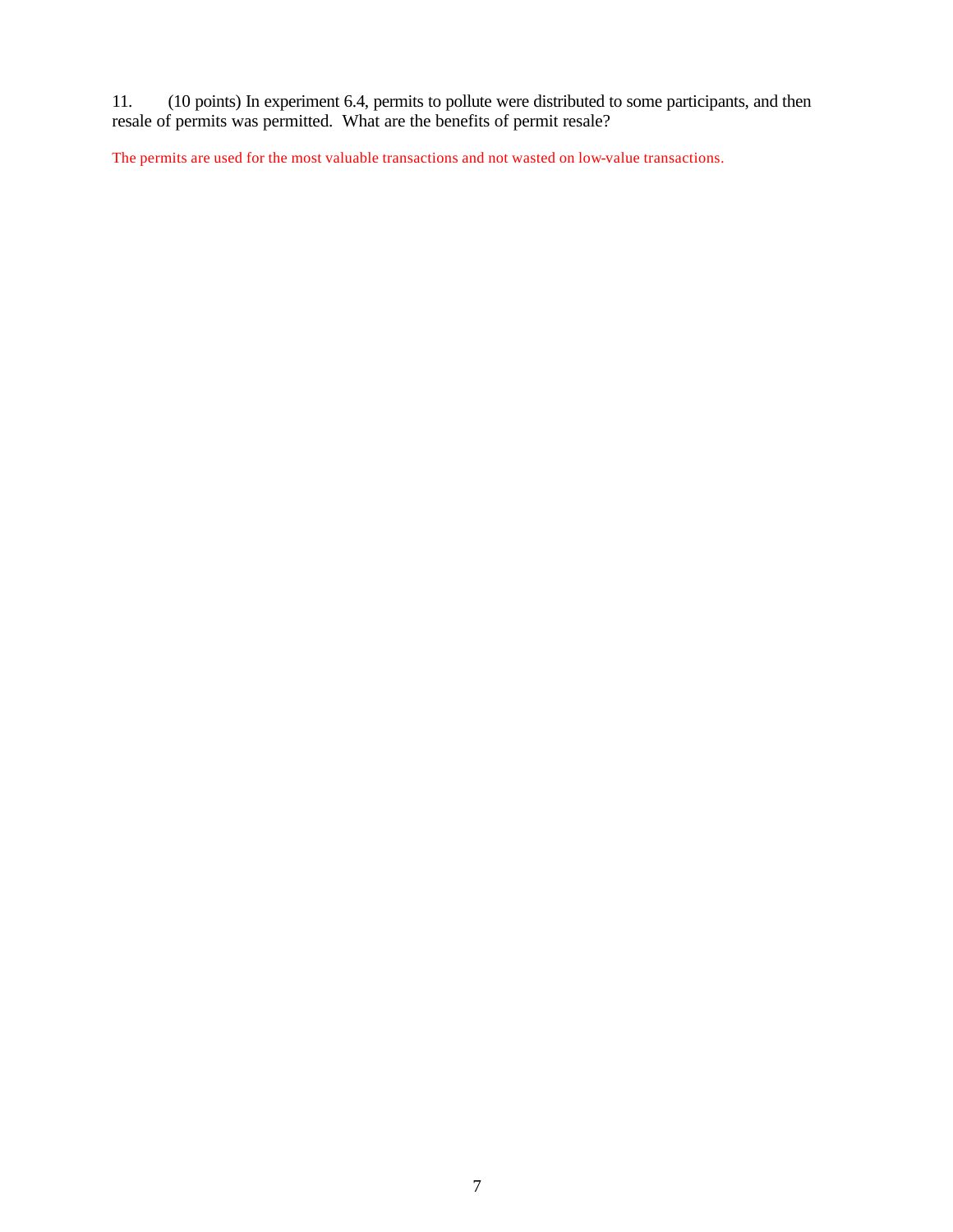11. (10 points) In experiment 6.4, permits to pollute were distributed to some participants, and then resale of permits was permitted. What are the benefits of permit resale?

The permits are used for the most valuable transactions and not wasted on low-value transactions.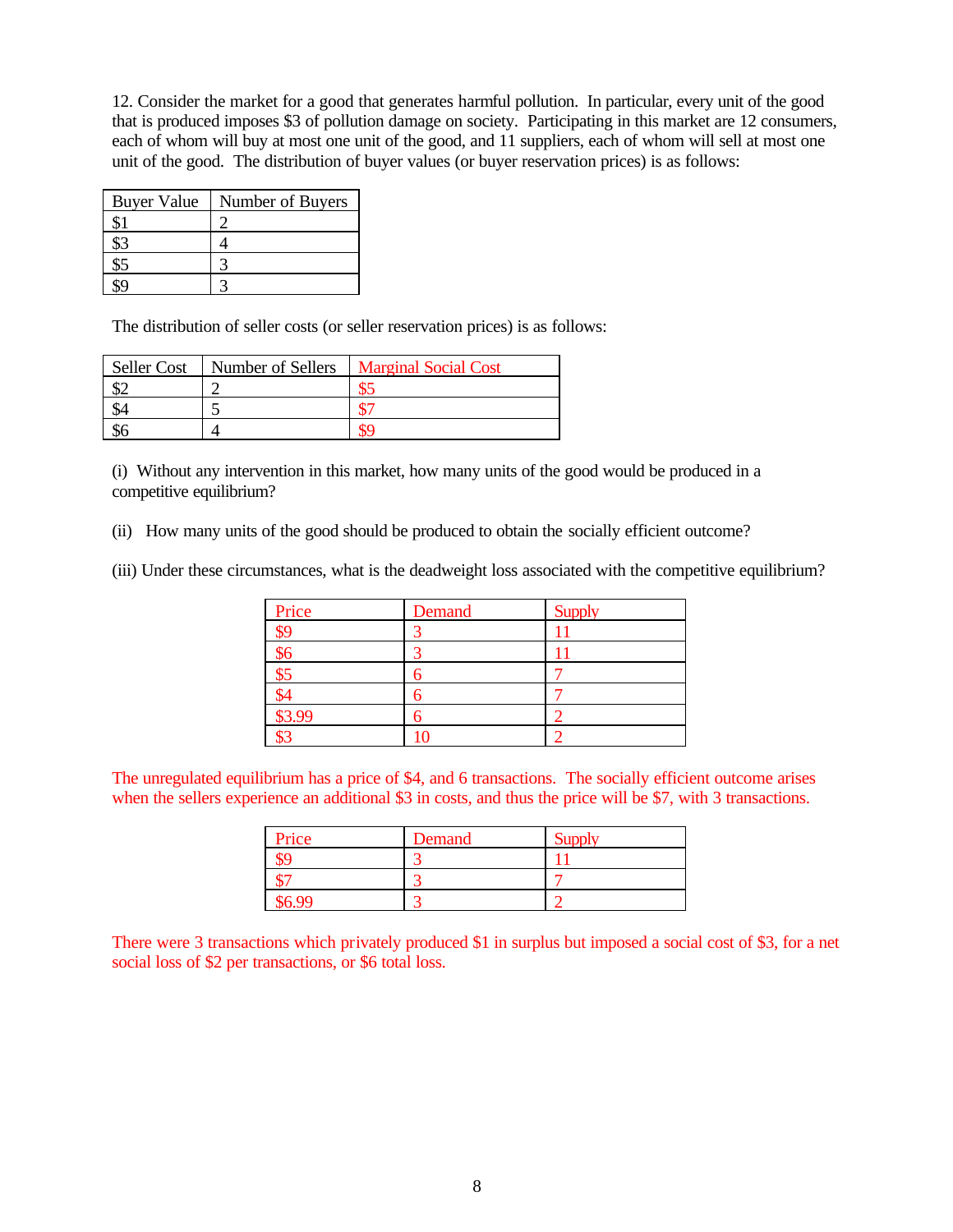12. Consider the market for a good that generates harmful pollution. In particular, every unit of the good that is produced imposes $3 of pollution damage on society. Participating in this market are 12 consumers, each of whom will buy at most one unit of the good, and 11 suppliers, each of whom will sell at most one unit of the good. The distribution of buyer values (or buyer reservation prices) is as follows:

| Buyer Value | Number of Buyers |
|---|---|
| $1 | 2 |
| $3 | 4 |
| $5 | 3 |
| $9 | 3 |

The distribution of seller costs (or seller reservation prices) is as follows:

| Seller Cost | Number of Sellers | Marginal Social Cost |
|---|---|---|
| $2 | 2 | $5 |
| $4 | 5 | $7 |
| $6 | 4 | $9 |

(i) Without any intervention in this market, how many units of the good would be produced in a competitive equilibrium?

(ii) How many units of the good should be produced to obtain the socially efficient outcome?

(iii) Under these circumstances, what is the deadweight loss associated with the competitive equilibrium?

| Price | Demand | Supply |
|---|---|---|
| $9 | 3 | 11 |
| $6 | 3 | 11 |
| $5 | 6 | 7 |
| $4 | 6 | 7 |
| $3.99 | 6 | 2 |
| $3 | 10 | 2 |

The unregulated equilibrium has a price of $4, and 6 transactions. The socially efficient outcome arises when the sellers experience an additional $3 in costs, and thus the price will be $7, with 3 transactions.

| Price | Demand | Supply |
|---|---|---|
| $9 | 3 | 11 |
| $7 | 3 | 7 |
| $6.99 | 3 | 2 |

There were 3 transactions which privately produced $1 in surplus but imposed a social cost of $3, for a net social loss of $2 per transactions, or $6 total loss.